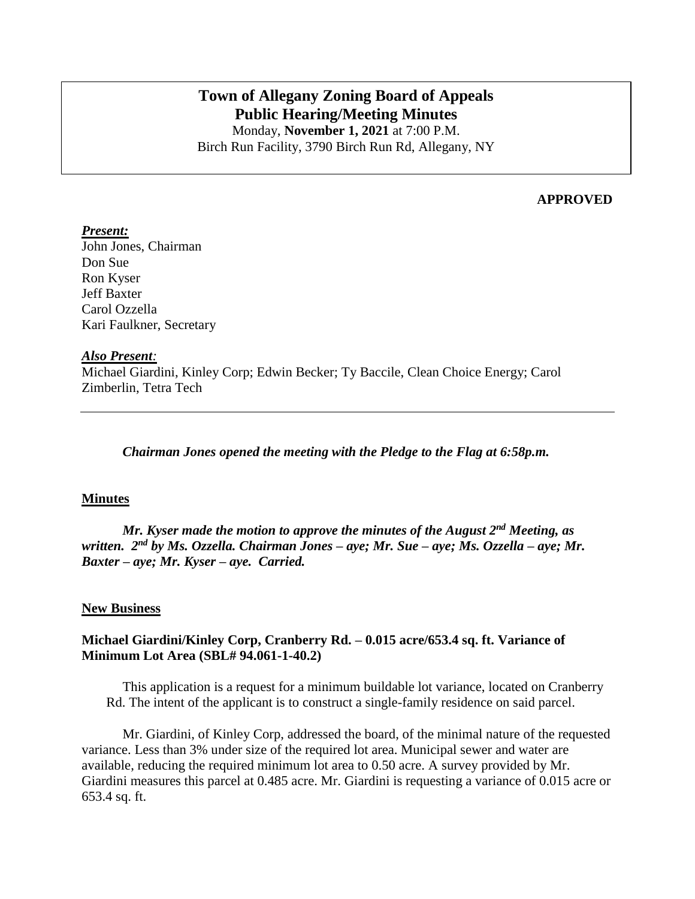# Town of Allegany Zoning Board of Appeals
## Public Hearing/Meeting Minutes

Monday, **November 1, 2021** at 7:00 P.M.
Birch Run Facility, 3790 Birch Run Rd, Allegany, NY

**APPROVED**

***Present:***
John Jones, Chairman
Don Sue
Ron Kyser
Jeff Baxter
Carol Ozzella
Kari Faulkner, Secretary

***Also Present:***
Michael Giardini, Kinley Corp; Edwin Becker; Ty Baccile, Clean Choice Energy; Carol Zimberlin, Tetra Tech

---

***Chairman Jones opened the meeting with the Pledge to the Flag at 6:58p.m.***

**Minutes**

***Mr. Kyser made the motion to approve the minutes of the August 2nd Meeting, as written. 2nd by Ms. Ozzella. Chairman Jones – aye; Mr. Sue – aye; Ms. Ozzella – aye; Mr. Baxter – aye; Mr. Kyser – aye. Carried.***

**New Business**

**Michael Giardini/Kinley Corp, Cranberry Rd. – 0.015 acre/653.4 sq. ft. Variance of Minimum Lot Area (SBL# 94.061-1-40.2)**

This application is a request for a minimum buildable lot variance, located on Cranberry Rd. The intent of the applicant is to construct a single-family residence on said parcel.

Mr. Giardini, of Kinley Corp, addressed the board, of the minimal nature of the requested variance. Less than 3% under size of the required lot area. Municipal sewer and water are available, reducing the required minimum lot area to 0.50 acre. A survey provided by Mr. Giardini measures this parcel at 0.485 acre. Mr. Giardini is requesting a variance of 0.015 acre or 653.4 sq. ft.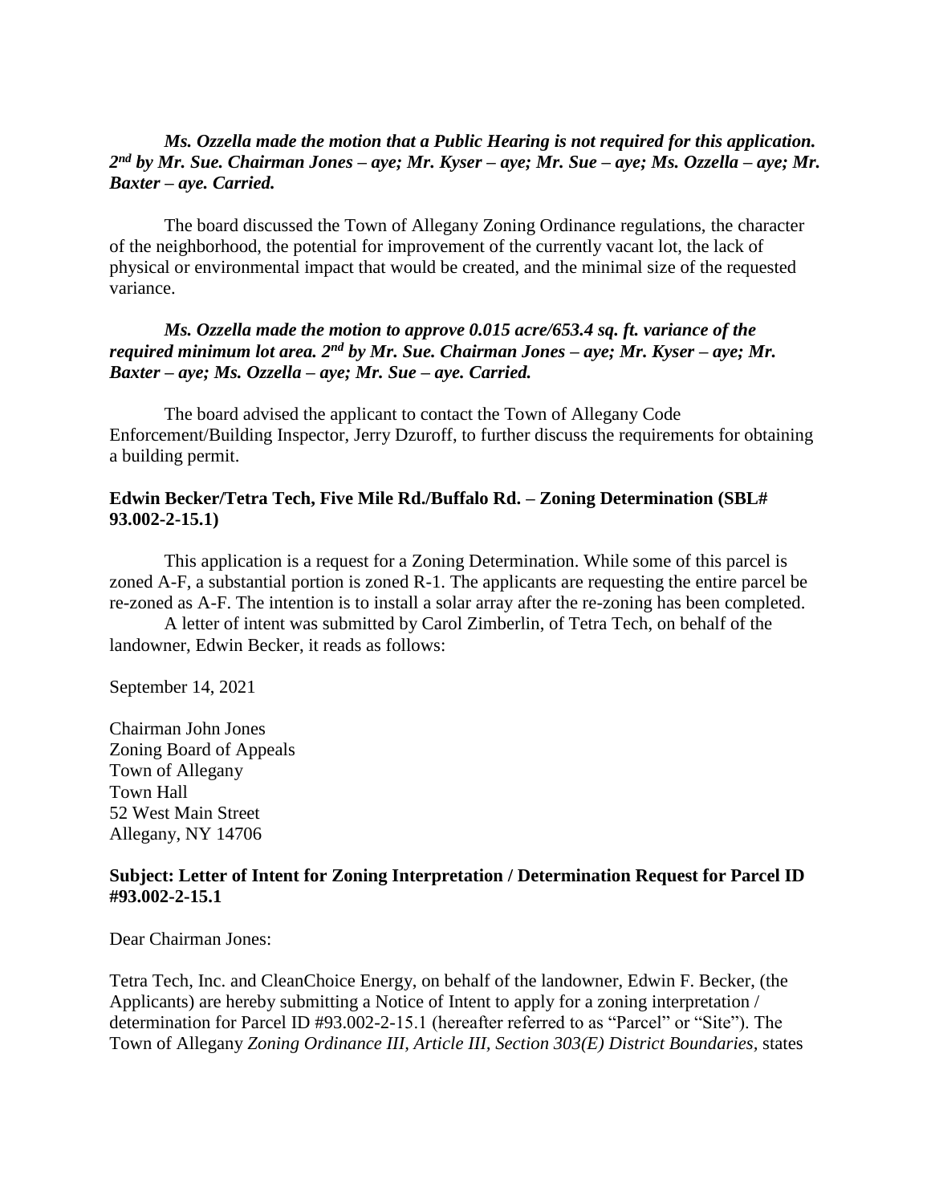***Ms. Ozzella made the motion that a Public Hearing is not required for this application. 2nd by Mr. Sue. Chairman Jones – aye; Mr. Kyser – aye; Mr. Sue – aye; Ms. Ozzella – aye; Mr. Baxter – aye. Carried.***

The board discussed the Town of Allegany Zoning Ordinance regulations, the character of the neighborhood, the potential for improvement of the currently vacant lot, the lack of physical or environmental impact that would be created, and the minimal size of the requested variance.

***Ms. Ozzella made the motion to approve 0.015 acre/653.4 sq. ft. variance of the required minimum lot area. 2nd by Mr. Sue. Chairman Jones – aye; Mr. Kyser – aye; Mr. Baxter – aye; Ms. Ozzella – aye; Mr. Sue – aye. Carried.***

The board advised the applicant to contact the Town of Allegany Code Enforcement/Building Inspector, Jerry Dzuroff, to further discuss the requirements for obtaining a building permit.

**Edwin Becker/Tetra Tech, Five Mile Rd./Buffalo Rd. – Zoning Determination (SBL# 93.002-2-15.1)**

This application is a request for a Zoning Determination. While some of this parcel is zoned A-F, a substantial portion is zoned R-1. The applicants are requesting the entire parcel be re-zoned as A-F. The intention is to install a solar array after the re-zoning has been completed.

A letter of intent was submitted by Carol Zimberlin, of Tetra Tech, on behalf of the landowner, Edwin Becker, it reads as follows:

September 14, 2021

Chairman John Jones
Zoning Board of Appeals
Town of Allegany
Town Hall
52 West Main Street
Allegany, NY 14706

**Subject: Letter of Intent for Zoning Interpretation / Determination Request for Parcel ID #93.002-2-15.1**

Dear Chairman Jones:

Tetra Tech, Inc. and CleanChoice Energy, on behalf of the landowner, Edwin F. Becker, (the Applicants) are hereby submitting a Notice of Intent to apply for a zoning interpretation / determination for Parcel ID #93.002-2-15.1 (hereafter referred to as "Parcel" or "Site"). The Town of Allegany *Zoning Ordinance III, Article III, Section 303(E) District Boundaries*, states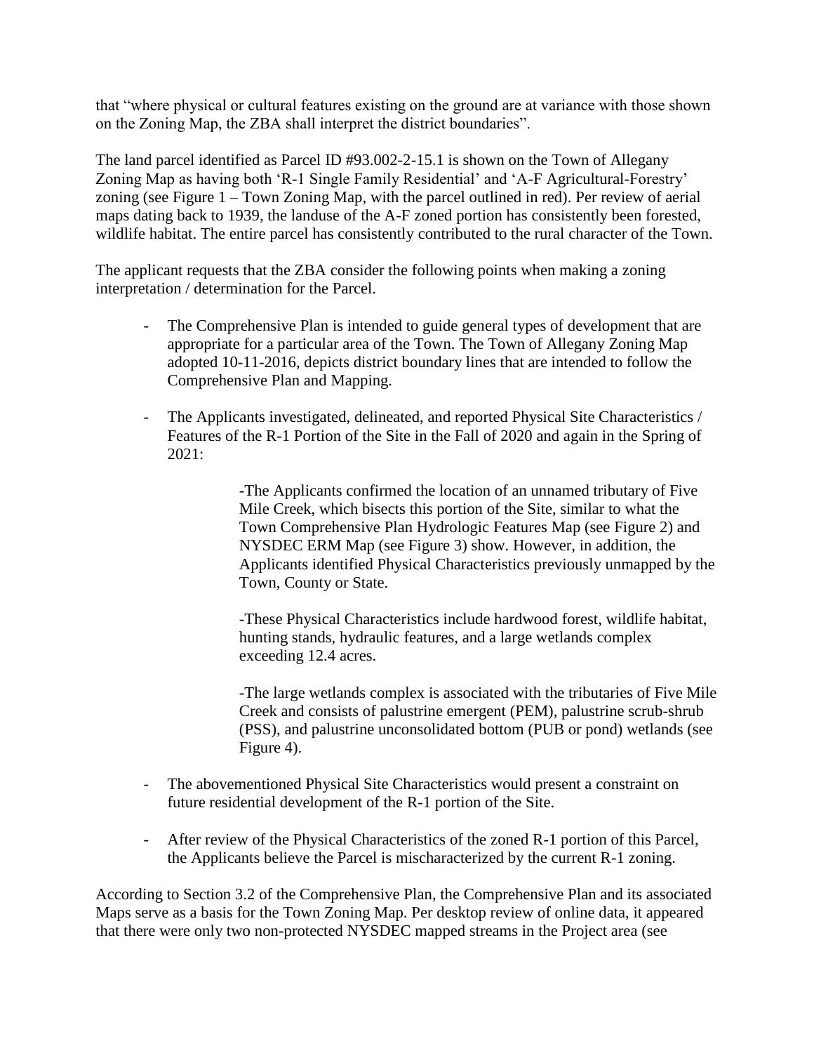that "where physical or cultural features existing on the ground are at variance with those shown on the Zoning Map, the ZBA shall interpret the district boundaries".

The land parcel identified as Parcel ID #93.002-2-15.1 is shown on the Town of Allegany Zoning Map as having both 'R-1 Single Family Residential' and 'A-F Agricultural-Forestry' zoning (see Figure 1 – Town Zoning Map, with the parcel outlined in red). Per review of aerial maps dating back to 1939, the landuse of the A-F zoned portion has consistently been forested, wildlife habitat. The entire parcel has consistently contributed to the rural character of the Town.

The applicant requests that the ZBA consider the following points when making a zoning interpretation / determination for the Parcel.

- The Comprehensive Plan is intended to guide general types of development that are appropriate for a particular area of the Town. The Town of Allegany Zoning Map adopted 10-11-2016, depicts district boundary lines that are intended to follow the Comprehensive Plan and Mapping.
- The Applicants investigated, delineated, and reported Physical Site Characteristics / Features of the R-1 Portion of the Site in the Fall of 2020 and again in the Spring of 2021:

  -The Applicants confirmed the location of an unnamed tributary of Five Mile Creek, which bisects this portion of the Site, similar to what the Town Comprehensive Plan Hydrologic Features Map (see Figure 2) and NYSDEC ERM Map (see Figure 3) show. However, in addition, the Applicants identified Physical Characteristics previously unmapped by the Town, County or State.

  -These Physical Characteristics include hardwood forest, wildlife habitat, hunting stands, hydraulic features, and a large wetlands complex exceeding 12.4 acres.

  -The large wetlands complex is associated with the tributaries of Five Mile Creek and consists of palustrine emergent (PEM), palustrine scrub-shrub (PSS), and palustrine unconsolidated bottom (PUB or pond) wetlands (see Figure 4).

- The abovementioned Physical Site Characteristics would present a constraint on future residential development of the R-1 portion of the Site.
- After review of the Physical Characteristics of the zoned R-1 portion of this Parcel, the Applicants believe the Parcel is mischaracterized by the current R-1 zoning.

According to Section 3.2 of the Comprehensive Plan, the Comprehensive Plan and its associated Maps serve as a basis for the Town Zoning Map. Per desktop review of online data, it appeared that there were only two non-protected NYSDEC mapped streams in the Project area (see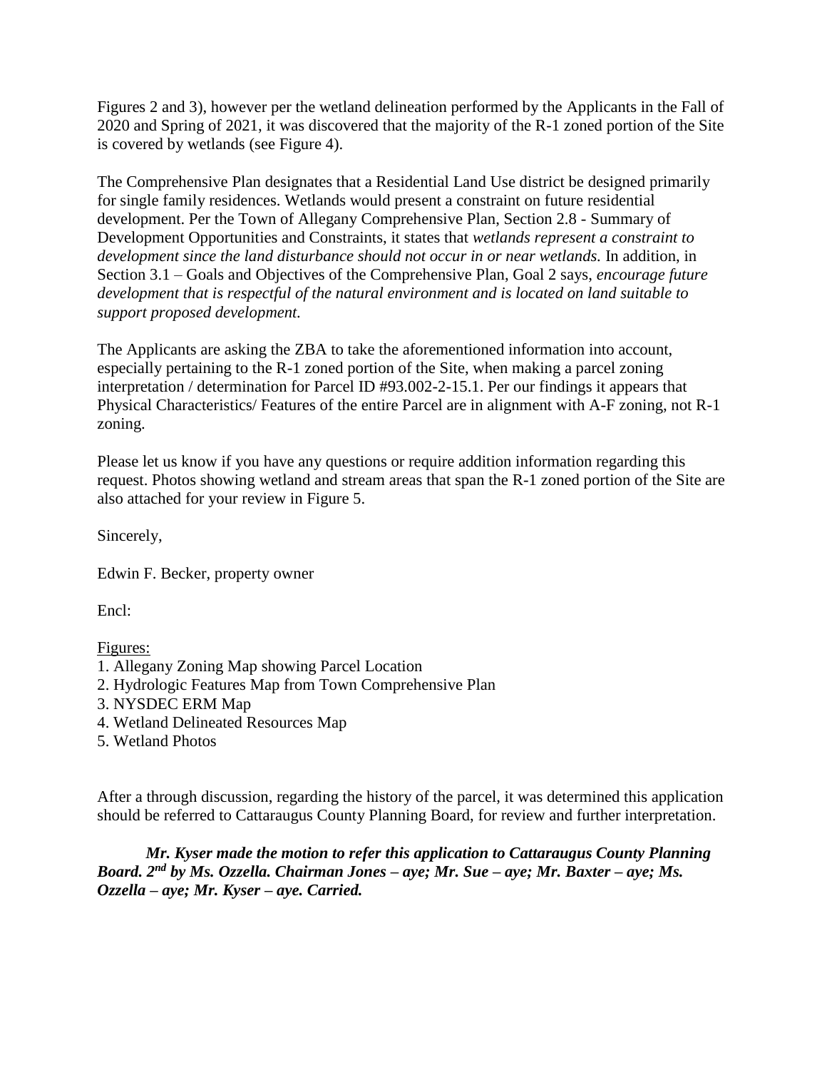Figures 2 and 3), however per the wetland delineation performed by the Applicants in the Fall of 2020 and Spring of 2021, it was discovered that the majority of the R-1 zoned portion of the Site is covered by wetlands (see Figure 4).

The Comprehensive Plan designates that a Residential Land Use district be designed primarily for single family residences. Wetlands would present a constraint on future residential development. Per the Town of Allegany Comprehensive Plan, Section 2.8 - Summary of Development Opportunities and Constraints, it states that *wetlands represent a constraint to development since the land disturbance should not occur in or near wetlands.* In addition, in Section 3.1 – Goals and Objectives of the Comprehensive Plan, Goal 2 says, *encourage future development that is respectful of the natural environment and is located on land suitable to support proposed development.*

The Applicants are asking the ZBA to take the aforementioned information into account, especially pertaining to the R-1 zoned portion of the Site, when making a parcel zoning interpretation / determination for Parcel ID #93.002-2-15.1. Per our findings it appears that Physical Characteristics/ Features of the entire Parcel are in alignment with A-F zoning, not R-1 zoning.

Please let us know if you have any questions or require addition information regarding this request. Photos showing wetland and stream areas that span the R-1 zoned portion of the Site are also attached for your review in Figure 5.

Sincerely,

Edwin F. Becker, property owner

Encl:

<u>Figures:</u>

1. Allegany Zoning Map showing Parcel Location
2. Hydrologic Features Map from Town Comprehensive Plan
3. NYSDEC ERM Map
4. Wetland Delineated Resources Map
5. Wetland Photos

After a through discussion, regarding the history of the parcel, it was determined this application should be referred to Cattaraugus County Planning Board, for review and further interpretation.

***Mr. Kyser made the motion to refer this application to Cattaraugus County Planning Board. 2nd by Ms. Ozzella. Chairman Jones – aye; Mr. Sue – aye; Mr. Baxter – aye; Ms. Ozzella – aye; Mr. Kyser – aye. Carried.***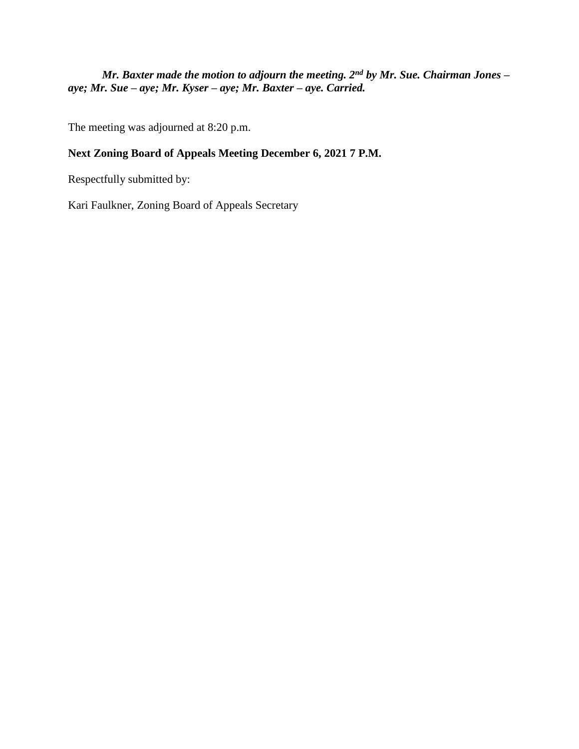***Mr. Baxter made the motion to adjourn the meeting. 2nd by Mr. Sue. Chairman Jones – aye; Mr. Sue – aye; Mr. Kyser – aye; Mr. Baxter – aye. Carried.***

The meeting was adjourned at 8:20 p.m.

**Next Zoning Board of Appeals Meeting December 6, 2021 7 P.M.**

Respectfully submitted by:

Kari Faulkner, Zoning Board of Appeals Secretary